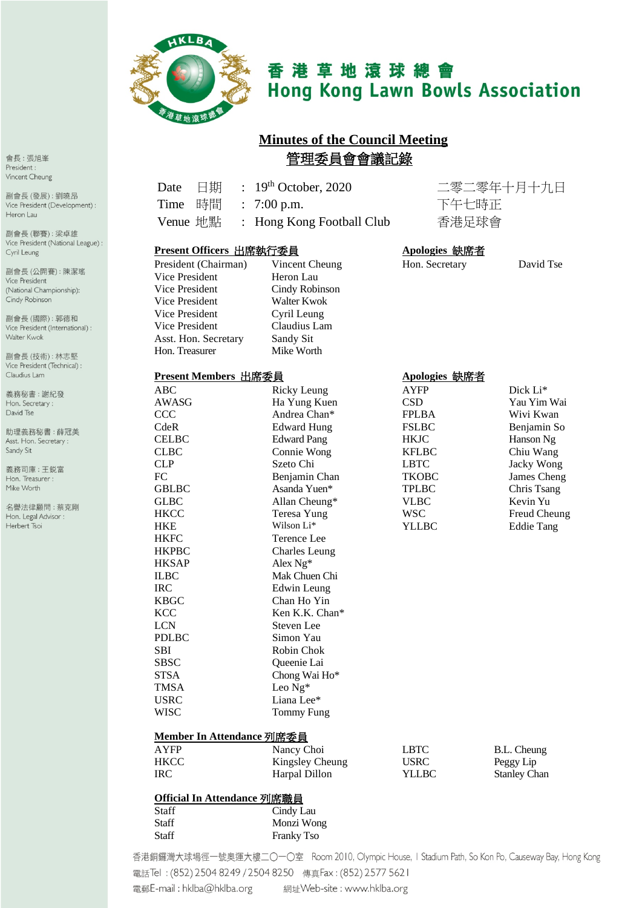# 香港草地滾球總會
# Hong Kong Lawn Bowls Association

會長：張旭峯
President : Vincent Cheung

副會長 (發展)：劉曉昂
Vice President (Development) : Heron Lau

副會長 (聯賽)：梁卓雄
Vice President (National League) : Cyril Leung

副會長 (公開賽)：陳潔瑤
Vice President (National Championship): Cindy Robinson

副會長 (國際)：郭德和
Vice President (International) : Walter Kwok

副會長 (技術)：林志堅
Vice President (Technical) : Claudius Lam

義務秘書：謝紀發
Hon. Secretary : David Tse

助理義務秘書：薛冠美
Asst. Hon. Secretary : Sandy Sit

義務司庫：王鋭富
Hon. Treasurer : Mike Worth

名譽法律顧問：蔡克剛
Hon. Legal Advisor : Herbert Tsoi

## Minutes of the Council Meeting
## 管理委員會會議記錄

| | | | |
|---|---|---|---|
| Date 日期 | : | 19th October, 2020 | 二零二零年十月十九日 |
| Time 時間 | : | 7:00 p.m. | 下午七時正 |
| Venue 地點 | : | Hong Kong Football Club | 香港足球會 |

**Present Officers 出席執行委員**

| | |
|---|---|
| President (Chairman) | Vincent Cheung |
| Vice President | Heron Lau |
| Vice President | Cindy Robinson |
| Vice President | Walter Kwok |
| Vice President | Cyril Leung |
| Vice President | Claudius Lam |
| Asst. Hon. Secretary | Sandy Sit |
| Hon. Treasurer | Mike Worth |

**Apologies 缺席者**

| | |
|---|---|
| Hon. Secretary | David Tse |

**Present Members 出席委員**

| | |
|---|---|
| ABC | Ricky Leung |
| AWASG | Ha Yung Kuen |
| CCC | Andrea Chan* |
| CdeR | Edward Hung |
| CELBC | Edward Pang |
| CLBC | Connie Wong |
| CLP | Szeto Chi |
| FC | Benjamin Chan |
| GBLBC | Asanda Yuen* |
| GLBC | Allan Cheung* |
| HKCC | Teresa Yung |
| HKE | Wilson Li* |
| HKFC | Terence Lee |
| HKPBC | Charles Leung |
| HKSAP | Alex Ng* |
| ILBC | Mak Chuen Chi |
| IRC | Edwin Leung |
| KBGC | Chan Ho Yin |
| KCC | Ken K.K. Chan* |
| LCN | Steven Lee |
| PDLBC | Simon Yau |
| SBI | Robin Chok |
| SBSC | Queenie Lai |
| STSA | Chong Wai Ho* |
| TMSA | Leo Ng* |
| USRC | Liana Lee* |
| WISC | Tommy Fung |

**Apologies 缺席者**

| | |
|---|---|
| AYFP | Dick Li* |
| CSD | Yau Yim Wai |
| FPLBA | Wivi Kwan |
| FSLBC | Benjamin So |
| HKJC | Hanson Ng |
| KFLBC | Chiu Wang |
| LBTC | Jacky Wong |
| TKOBC | James Cheng |
| TPLBC | Chris Tsang |
| VLBC | Kevin Yu |
| WSC | Freud Cheung |
| YLLBC | Eddie Tang |

**Member In Attendance 列席委員**

| | | | |
|---|---|---|---|
| AYFP | Nancy Choi | LBTC | B.L. Cheung |
| HKCC | Kingsley Cheung | USRC | Peggy Lip |
| IRC | Harpal Dillon | YLLBC | Stanley Chan |

**Official In Attendance 列席職員**

| | |
|---|---|
| Staff | Cindy Lau |
| Staff | Monzi Wong |
| Staff | Franky Tso |

香港銅鑼灣大球場徑一號奧運大樓二〇一〇室 Room 2010, Olympic House, 1 Stadium Path, So Kon Po, Causeway Bay, Hong Kong
電話Tel : (852) 2504 8249 / 2504 8250 傳真Fax : (852) 2577 5621
電郵E-mail : hklba@hklba.org 網址Web-site : www.hklba.org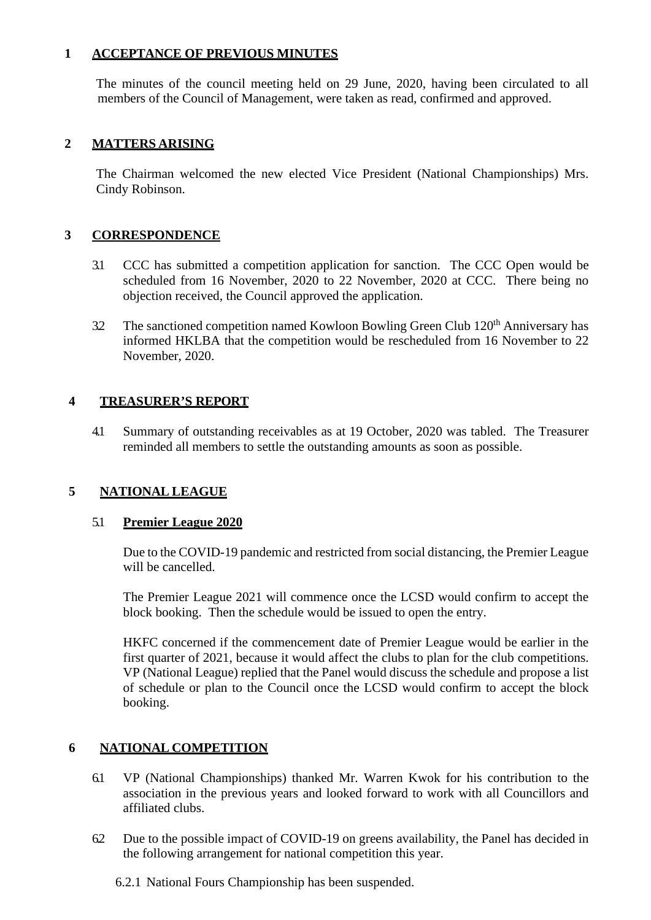## 1 ACCEPTANCE OF PREVIOUS MINUTES

The minutes of the council meeting held on 29 June, 2020, having been circulated to all members of the Council of Management, were taken as read, confirmed and approved.

## 2 MATTERS ARISING

The Chairman welcomed the new elected Vice President (National Championships) Mrs. Cindy Robinson.

## 3 CORRESPONDENCE

3.1 CCC has submitted a competition application for sanction. The CCC Open would be scheduled from 16 November, 2020 to 22 November, 2020 at CCC. There being no objection received, the Council approved the application.

3.2 The sanctioned competition named Kowloon Bowling Green Club 120th Anniversary has informed HKLBA that the competition would be rescheduled from 16 November to 22 November, 2020.

## 4 TREASURER'S REPORT

4.1 Summary of outstanding receivables as at 19 October, 2020 was tabled. The Treasurer reminded all members to settle the outstanding amounts as soon as possible.

## 5 NATIONAL LEAGUE

### 5.1 Premier League 2020

Due to the COVID-19 pandemic and restricted from social distancing, the Premier League will be cancelled.

The Premier League 2021 will commence once the LCSD would confirm to accept the block booking. Then the schedule would be issued to open the entry.

HKFC concerned if the commencement date of Premier League would be earlier in the first quarter of 2021, because it would affect the clubs to plan for the club competitions. VP (National League) replied that the Panel would discuss the schedule and propose a list of schedule or plan to the Council once the LCSD would confirm to accept the block booking.

## 6 NATIONAL COMPETITION

6.1 VP (National Championships) thanked Mr. Warren Kwok for his contribution to the association in the previous years and looked forward to work with all Councillors and affiliated clubs.

6.2 Due to the possible impact of COVID-19 on greens availability, the Panel has decided in the following arrangement for national competition this year.

6.2.1 National Fours Championship has been suspended.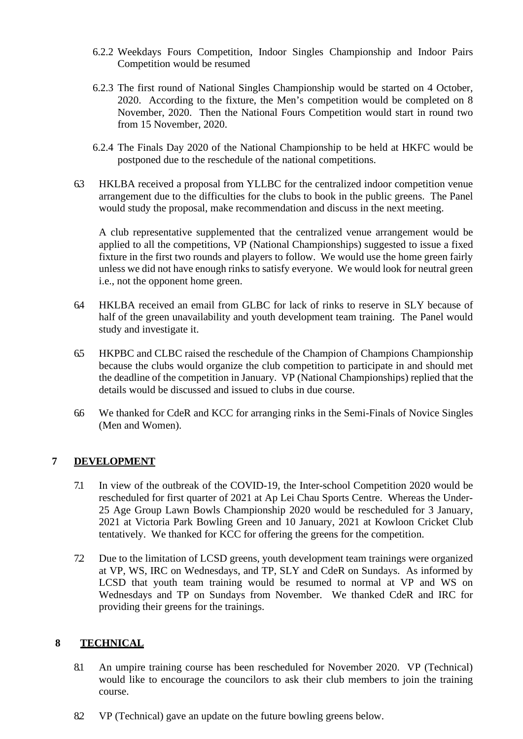6.2.2 Weekdays Fours Competition, Indoor Singles Championship and Indoor Pairs Competition would be resumed

6.2.3 The first round of National Singles Championship would be started on 4 October, 2020. According to the fixture, the Men's competition would be completed on 8 November, 2020. Then the National Fours Competition would start in round two from 15 November, 2020.

6.2.4 The Finals Day 2020 of the National Championship to be held at HKFC would be postponed due to the reschedule of the national competitions.

6.3 HKLBA received a proposal from YLLBC for the centralized indoor competition venue arrangement due to the difficulties for the clubs to book in the public greens. The Panel would study the proposal, make recommendation and discuss in the next meeting.

A club representative supplemented that the centralized venue arrangement would be applied to all the competitions, VP (National Championships) suggested to issue a fixed fixture in the first two rounds and players to follow. We would use the home green fairly unless we did not have enough rinks to satisfy everyone. We would look for neutral green i.e., not the opponent home green.

6.4 HKLBA received an email from GLBC for lack of rinks to reserve in SLY because of half of the green unavailability and youth development team training. The Panel would study and investigate it.

6.5 HKPBC and CLBC raised the reschedule of the Champion of Champions Championship because the clubs would organize the club competition to participate in and should met the deadline of the competition in January. VP (National Championships) replied that the details would be discussed and issued to clubs in due course.

6.6 We thanked for CdeR and KCC for arranging rinks in the Semi-Finals of Novice Singles (Men and Women).

## 7 DEVELOPMENT

7.1 In view of the outbreak of the COVID-19, the Inter-school Competition 2020 would be rescheduled for first quarter of 2021 at Ap Lei Chau Sports Centre. Whereas the Under-25 Age Group Lawn Bowls Championship 2020 would be rescheduled for 3 January, 2021 at Victoria Park Bowling Green and 10 January, 2021 at Kowloon Cricket Club tentatively. We thanked for KCC for offering the greens for the competition.

7.2 Due to the limitation of LCSD greens, youth development team trainings were organized at VP, WS, IRC on Wednesdays, and TP, SLY and CdeR on Sundays. As informed by LCSD that youth team training would be resumed to normal at VP and WS on Wednesdays and TP on Sundays from November. We thanked CdeR and IRC for providing their greens for the trainings.

## 8 TECHNICAL

8.1 An umpire training course has been rescheduled for November 2020. VP (Technical) would like to encourage the councilors to ask their club members to join the training course.

8.2 VP (Technical) gave an update on the future bowling greens below.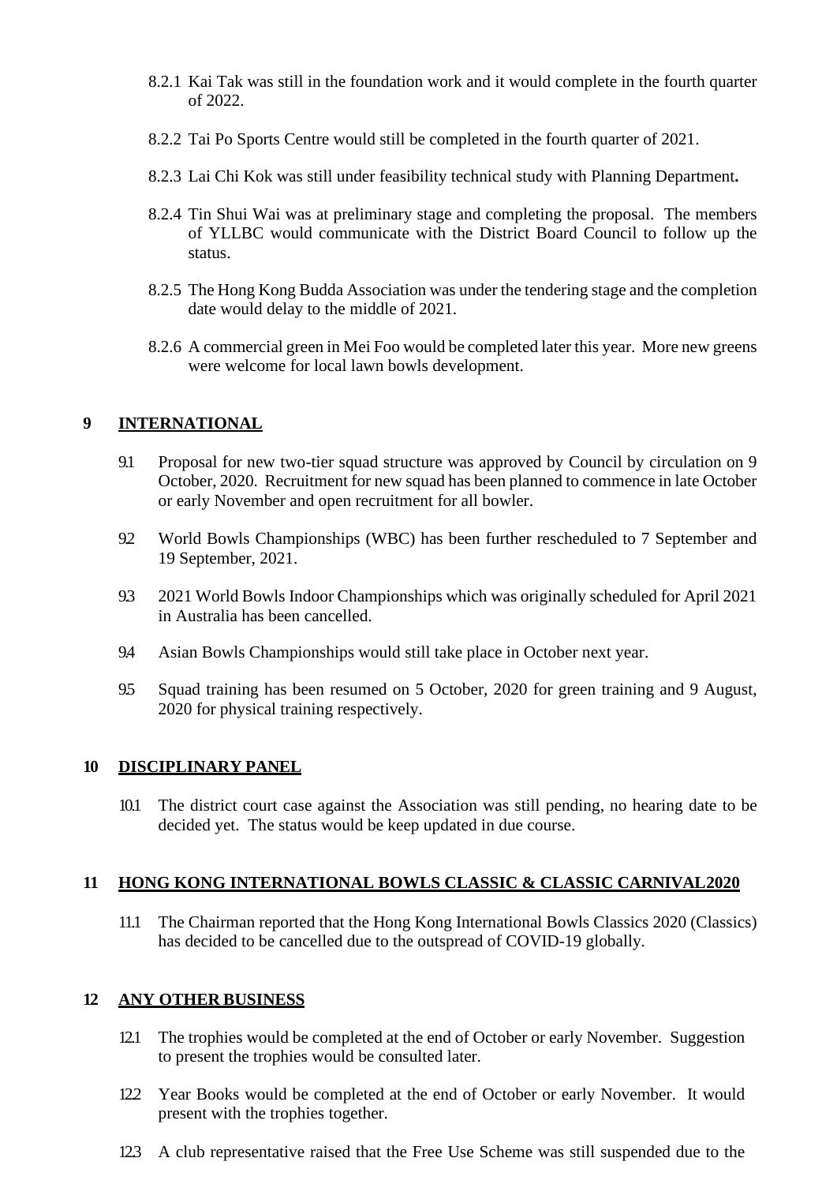8.2.1 Kai Tak was still in the foundation work and it would complete in the fourth quarter of 2022.

8.2.2 Tai Po Sports Centre would still be completed in the fourth quarter of 2021.

8.2.3 Lai Chi Kok was still under feasibility technical study with Planning Department**.**

8.2.4 Tin Shui Wai was at preliminary stage and completing the proposal. The members of YLLBC would communicate with the District Board Council to follow up the status.

8.2.5 The Hong Kong Budda Association was under the tendering stage and the completion date would delay to the middle of 2021.

8.2.6 A commercial green in Mei Foo would be completed later this year. More new greens were welcome for local lawn bowls development.

## 9 INTERNATIONAL

9.1 Proposal for new two-tier squad structure was approved by Council by circulation on 9 October, 2020. Recruitment for new squad has been planned to commence in late October or early November and open recruitment for all bowler.

9.2 World Bowls Championships (WBC) has been further rescheduled to 7 September and 19 September, 2021.

9.3 2021 World Bowls Indoor Championships which was originally scheduled for April 2021 in Australia has been cancelled.

9.4 Asian Bowls Championships would still take place in October next year.

9.5 Squad training has been resumed on 5 October, 2020 for green training and 9 August, 2020 for physical training respectively.

## 10 DISCIPLINARY PANEL

10.1 The district court case against the Association was still pending, no hearing date to be decided yet. The status would be keep updated in due course.

## 11 HONG KONG INTERNATIONAL BOWLS CLASSIC & CLASSIC CARNIVAL2020

11.1 The Chairman reported that the Hong Kong International Bowls Classics 2020 (Classics) has decided to be cancelled due to the outspread of COVID-19 globally.

## 12 ANY OTHER BUSINESS

12.1 The trophies would be completed at the end of October or early November. Suggestion to present the trophies would be consulted later.

12.2 Year Books would be completed at the end of October or early November. It would present with the trophies together.

12.3 A club representative raised that the Free Use Scheme was still suspended due to the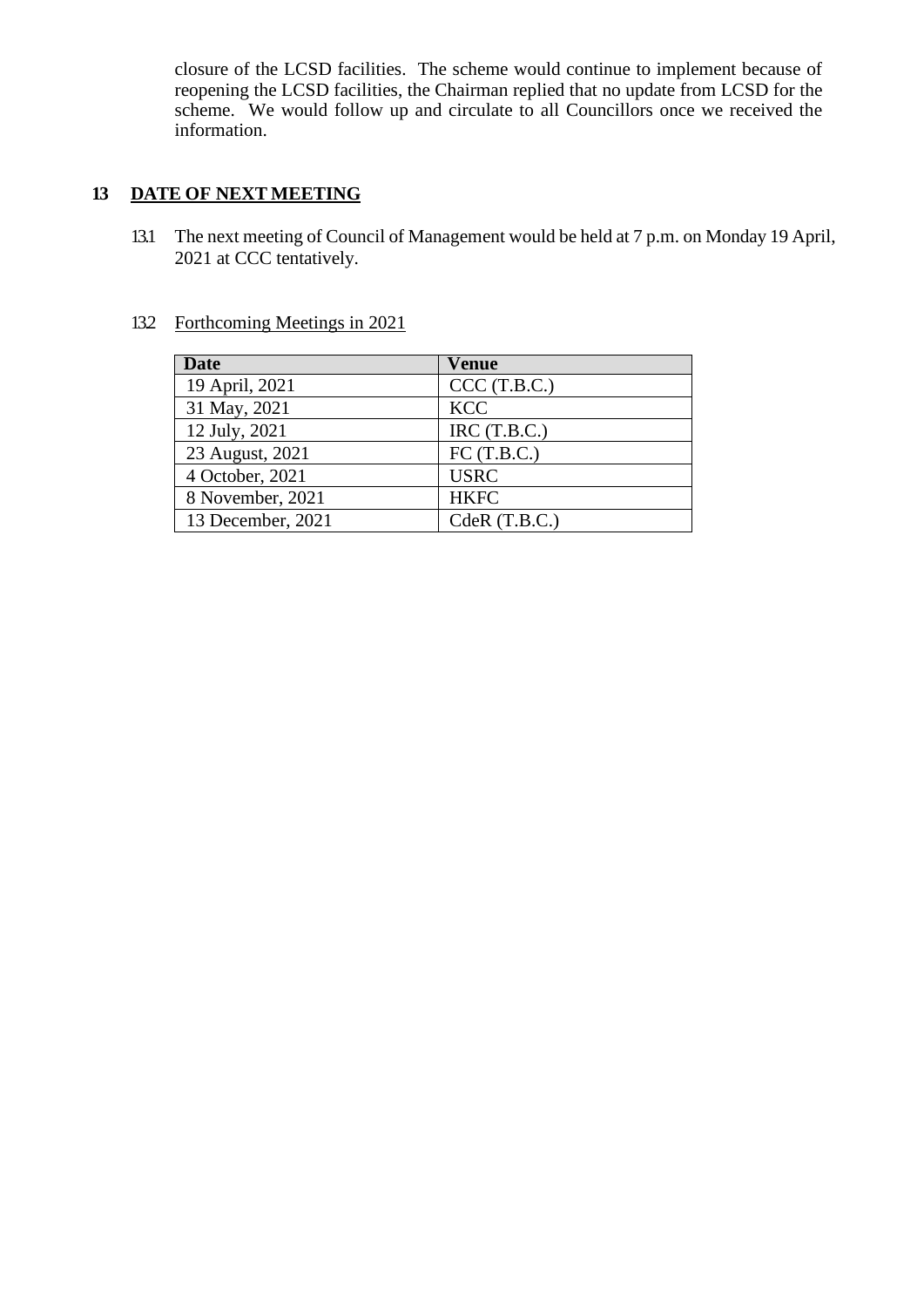closure of the LCSD facilities. The scheme would continue to implement because of reopening the LCSD facilities, the Chairman replied that no update from LCSD for the scheme. We would follow up and circulate to all Councillors once we received the information.

## 13 DATE OF NEXT MEETING

13.1 The next meeting of Council of Management would be held at 7 p.m. on Monday 19 April, 2021 at CCC tentatively.

13.2 Forthcoming Meetings in 2021

| Date | Venue |
|---|---|
| 19 April, 2021 | CCC (T.B.C.) |
| 31 May, 2021 | KCC |
| 12 July, 2021 | IRC (T.B.C.) |
| 23 August, 2021 | FC (T.B.C.) |
| 4 October, 2021 | USRC |
| 8 November, 2021 | HKFC |
| 13 December, 2021 | CdeR (T.B.C.) |